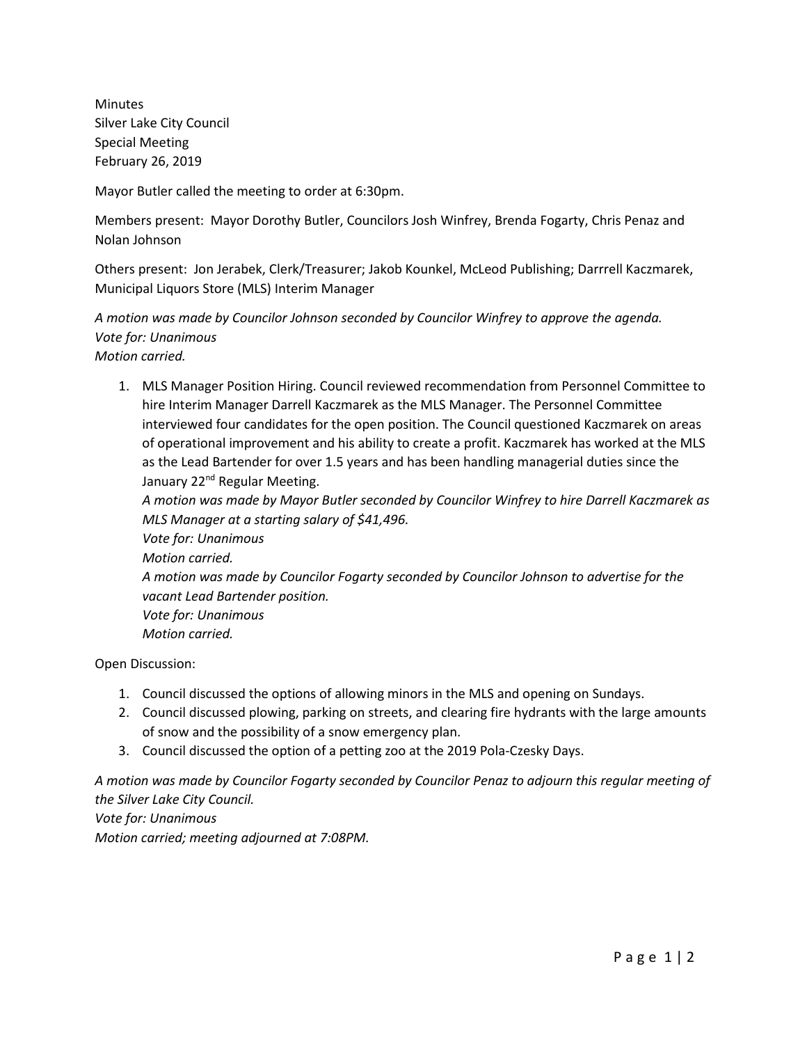Minutes
Silver Lake City Council
Special Meeting
February 26, 2019

Mayor Butler called the meeting to order at 6:30pm.

Members present: Mayor Dorothy Butler, Councilors Josh Winfrey, Brenda Fogarty, Chris Penaz and Nolan Johnson

Others present: Jon Jerabek, Clerk/Treasurer; Jakob Kounkel, McLeod Publishing; Darrrell Kaczmarek, Municipal Liquors Store (MLS) Interim Manager

*A motion was made by Councilor Johnson seconded by Councilor Winfrey to approve the agenda.*
*Vote for: Unanimous*
*Motion carried.*

1. MLS Manager Position Hiring. Council reviewed recommendation from Personnel Committee to hire Interim Manager Darrell Kaczmarek as the MLS Manager. The Personnel Committee interviewed four candidates for the open position. The Council questioned Kaczmarek on areas of operational improvement and his ability to create a profit. Kaczmarek has worked at the MLS as the Lead Bartender for over 1.5 years and has been handling managerial duties since the January 22nd Regular Meeting.
   *A motion was made by Mayor Butler seconded by Councilor Winfrey to hire Darrell Kaczmarek as MLS Manager at a starting salary of $41,496.*
   *Vote for: Unanimous*
   *Motion carried.*
   *A motion was made by Councilor Fogarty seconded by Councilor Johnson to advertise for the vacant Lead Bartender position.*
   *Vote for: Unanimous*
   *Motion carried.*

Open Discussion:

1. Council discussed the options of allowing minors in the MLS and opening on Sundays.
2. Council discussed plowing, parking on streets, and clearing fire hydrants with the large amounts of snow and the possibility of a snow emergency plan.
3. Council discussed the option of a petting zoo at the 2019 Pola-Czesky Days.

*A motion was made by Councilor Fogarty seconded by Councilor Penaz to adjourn this regular meeting of the Silver Lake City Council.*
*Vote for: Unanimous*
*Motion carried; meeting adjourned at 7:08PM.*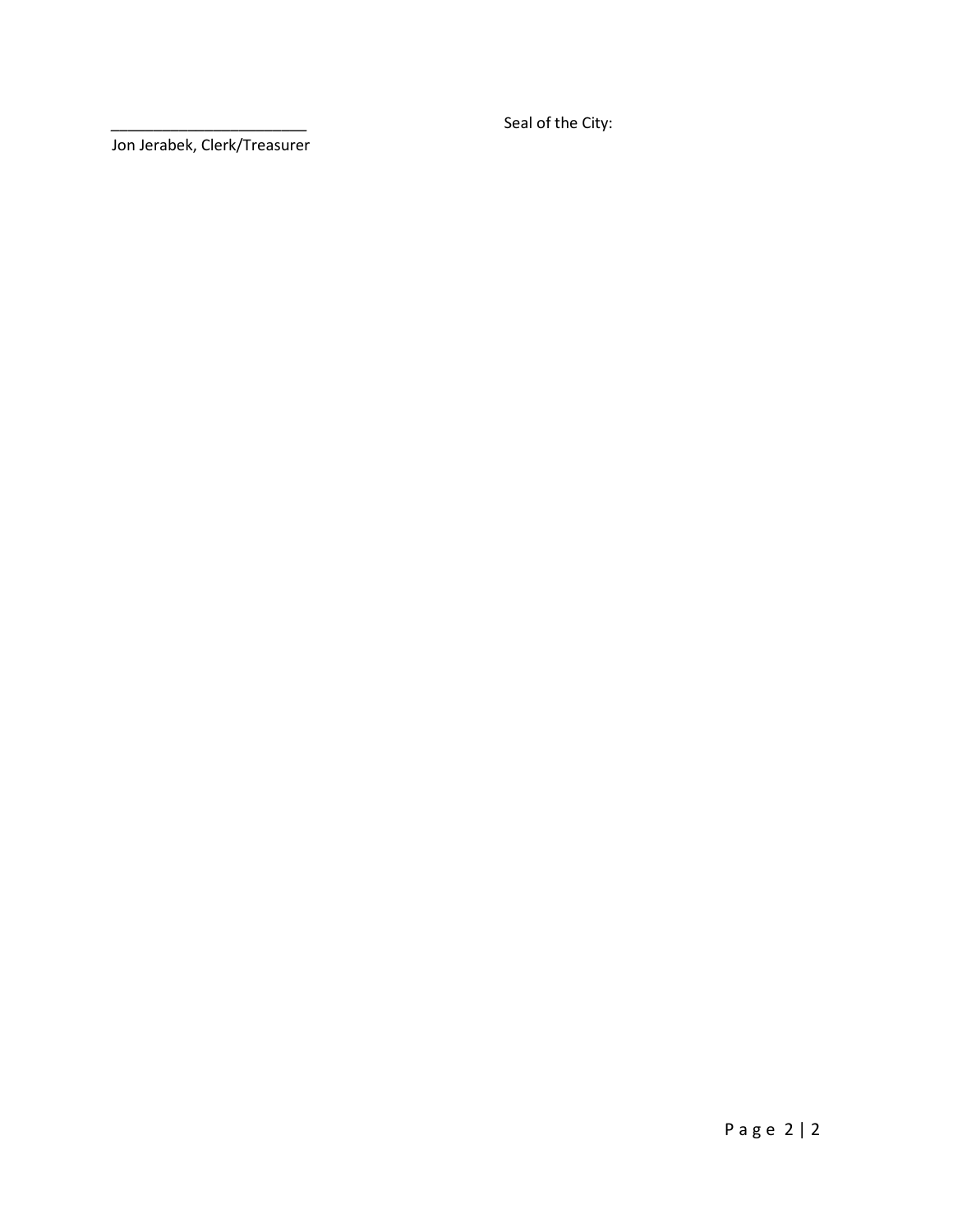________________________
Jon Jerabek, Clerk/Treasurer

Seal of the City: